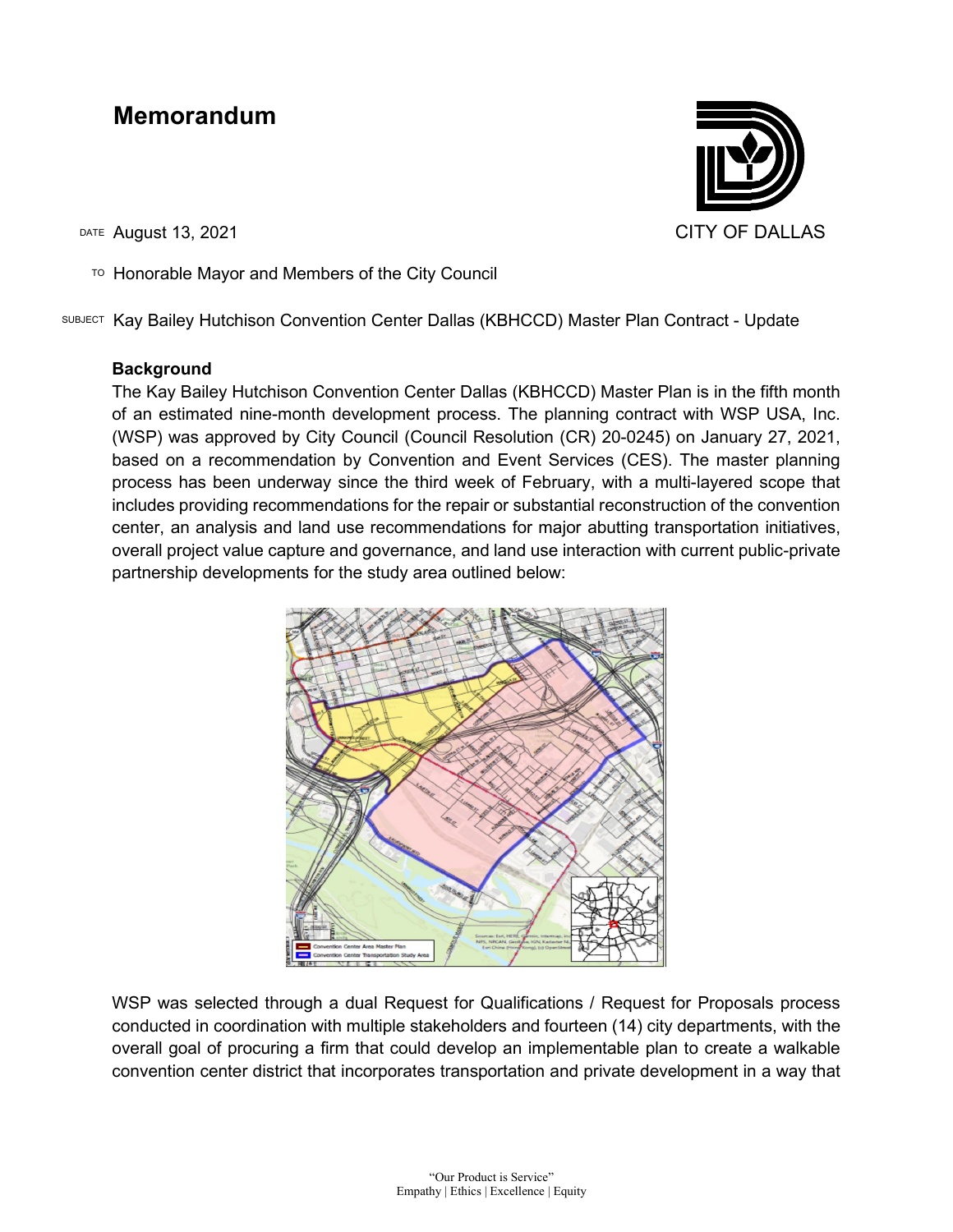# Memorandum

CITY OF DALLAS

DATE August 13, 2021

TO Honorable Mayor and Members of the City Council

SUBJECT Kay Bailey Hutchison Convention Center Dallas (KBHCCD) Master Plan Contract - Update

## Background

The Kay Bailey Hutchison Convention Center Dallas (KBHCCD) Master Plan is in the fifth month of an estimated nine-month development process. The planning contract with WSP USA, Inc. (WSP) was approved by City Council (Council Resolution (CR) 20-0245) on January 27, 2021, based on a recommendation by Convention and Event Services (CES). The master planning process has been underway since the third week of February, with a multi-layered scope that includes providing recommendations for the repair or substantial reconstruction of the convention center, an analysis and land use recommendations for major abutting transportation initiatives, overall project value capture and governance, and land use interaction with current public-private partnership developments for the study area outlined below:

Convention Center Area Master Plan
Convention Center Transportation Study Area

WSP was selected through a dual Request for Qualifications / Request for Proposals process conducted in coordination with multiple stakeholders and fourteen (14) city departments, with the overall goal of procuring a firm that could develop an implementable plan to create a walkable convention center district that incorporates transportation and private development in a way that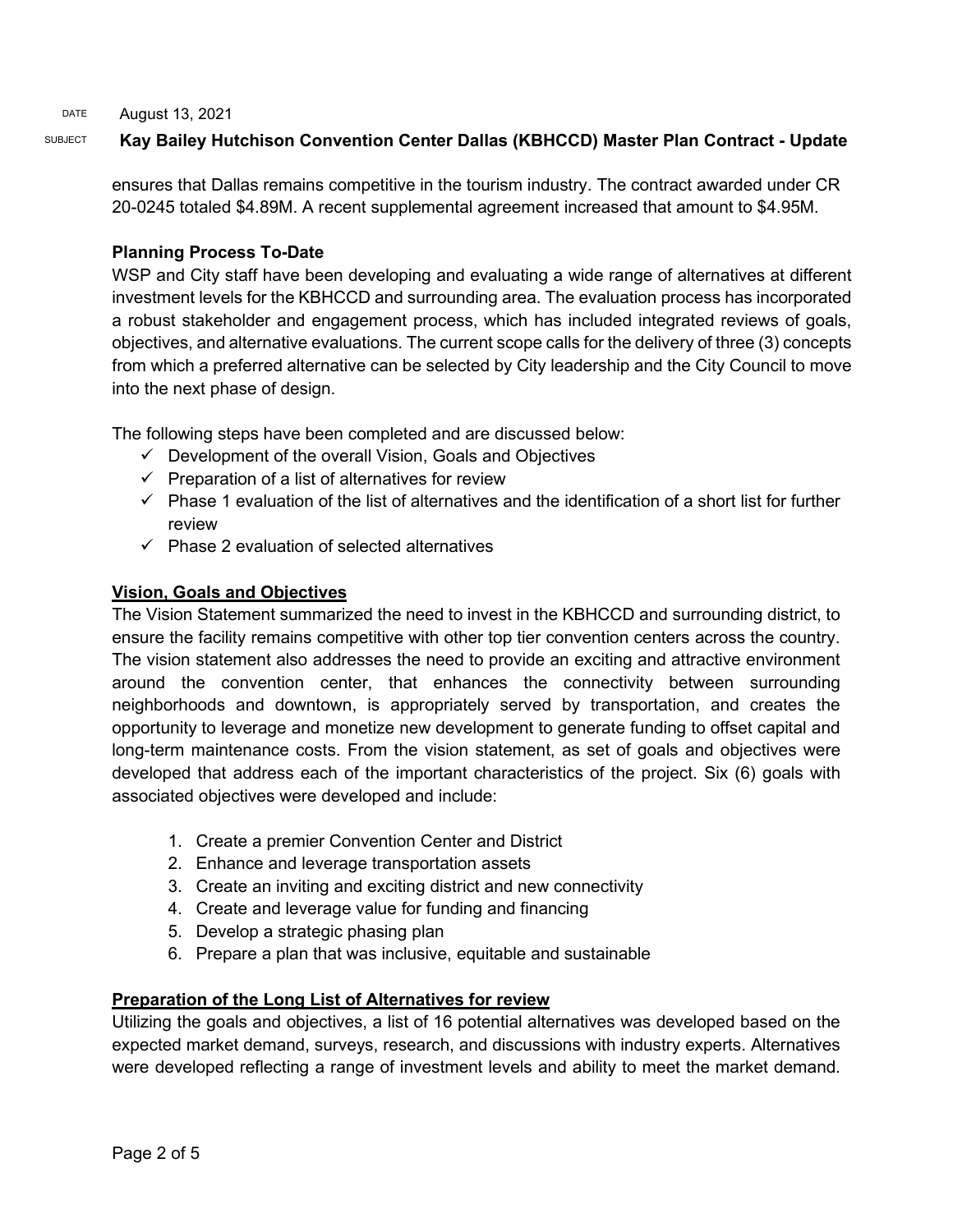ensures that Dallas remains competitive in the tourism industry. The contract awarded under CR 20-0245 totaled $4.89M. A recent supplemental agreement increased that amount to $4.95M.

**Planning Process To-Date**

WSP and City staff have been developing and evaluating a wide range of alternatives at different investment levels for the KBHCCD and surrounding area. The evaluation process has incorporated a robust stakeholder and engagement process, which has included integrated reviews of goals, objectives, and alternative evaluations. The current scope calls for the delivery of three (3) concepts from which a preferred alternative can be selected by City leadership and the City Council to move into the next phase of design.

The following steps have been completed and are discussed below:

- ✓ Development of the overall Vision, Goals and Objectives
- ✓ Preparation of a list of alternatives for review
- ✓ Phase 1 evaluation of the list of alternatives and the identification of a short list for further review
- ✓ Phase 2 evaluation of selected alternatives

**Vision, Goals and Objectives**

The Vision Statement summarized the need to invest in the KBHCCD and surrounding district, to ensure the facility remains competitive with other top tier convention centers across the country. The vision statement also addresses the need to provide an exciting and attractive environment around the convention center, that enhances the connectivity between surrounding neighborhoods and downtown, is appropriately served by transportation, and creates the opportunity to leverage and monetize new development to generate funding to offset capital and long-term maintenance costs. From the vision statement, as set of goals and objectives were developed that address each of the important characteristics of the project. Six (6) goals with associated objectives were developed and include:

1. Create a premier Convention Center and District
2. Enhance and leverage transportation assets
3. Create an inviting and exciting district and new connectivity
4. Create and leverage value for funding and financing
5. Develop a strategic phasing plan
6. Prepare a plan that was inclusive, equitable and sustainable

**Preparation of the Long List of Alternatives for review**

Utilizing the goals and objectives, a list of 16 potential alternatives was developed based on the expected market demand, surveys, research, and discussions with industry experts. Alternatives were developed reflecting a range of investment levels and ability to meet the market demand.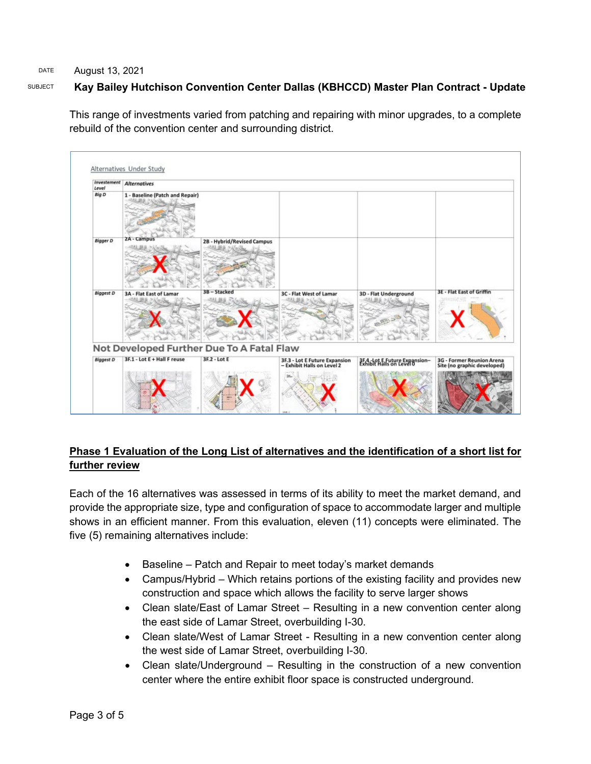DATE August 13, 2021

SUBJECT **Kay Bailey Hutchison Convention Center Dallas (KBHCCD) Master Plan Contract - Update**

This range of investments varied from patching and repairing with minor upgrades, to a complete rebuild of the convention center and surrounding district.

Alternatives Under Study

| Investement Level | Alternatives | | | | |
|---|---|---|---|---|---|
| Big D | 1 - Baseline (Patch and Repair) | | | | |
| Bigger D | 2A - Campus (X) | 2B - Hybrid/Revised Campus | | | |
| Biggest D | 3A - Flat East of Lamar (X) | 3B – Stacked (X) | 3C - Flat West of Lamar | 3D - Flat Underground | 3E - Flat East of Griffin (X) |

Not Developed Further Due To A Fatal Flaw

| Investement Level | | | | | |
|---|---|---|---|---|---|
| Biggest D | 3F.1 - Lot E + Hall F reuse (X) | 3F.2 - Lot E (X) | 3F.3 - Lot E Future Expansion – Exhibit Halls on Level 2 (X) | 3F.4 - Lot E Future Expansion– Exhibit Halls on Level 0 (X) | 3G - Former Reunion Arena Site (no graphic developed) (X) |

## Phase 1 Evaluation of the Long List of alternatives and the identification of a short list for further review

Each of the 16 alternatives was assessed in terms of its ability to meet the market demand, and provide the appropriate size, type and configuration of space to accommodate larger and multiple shows in an efficient manner. From this evaluation, eleven (11) concepts were eliminated. The five (5) remaining alternatives include:

- Baseline – Patch and Repair to meet today's market demands
- Campus/Hybrid – Which retains portions of the existing facility and provides new construction and space which allows the facility to serve larger shows
- Clean slate/East of Lamar Street – Resulting in a new convention center along the east side of Lamar Street, overbuilding I-30.
- Clean slate/West of Lamar Street - Resulting in a new convention center along the west side of Lamar Street, overbuilding I-30.
- Clean slate/Underground – Resulting in the construction of a new convention center where the entire exhibit floor space is constructed underground.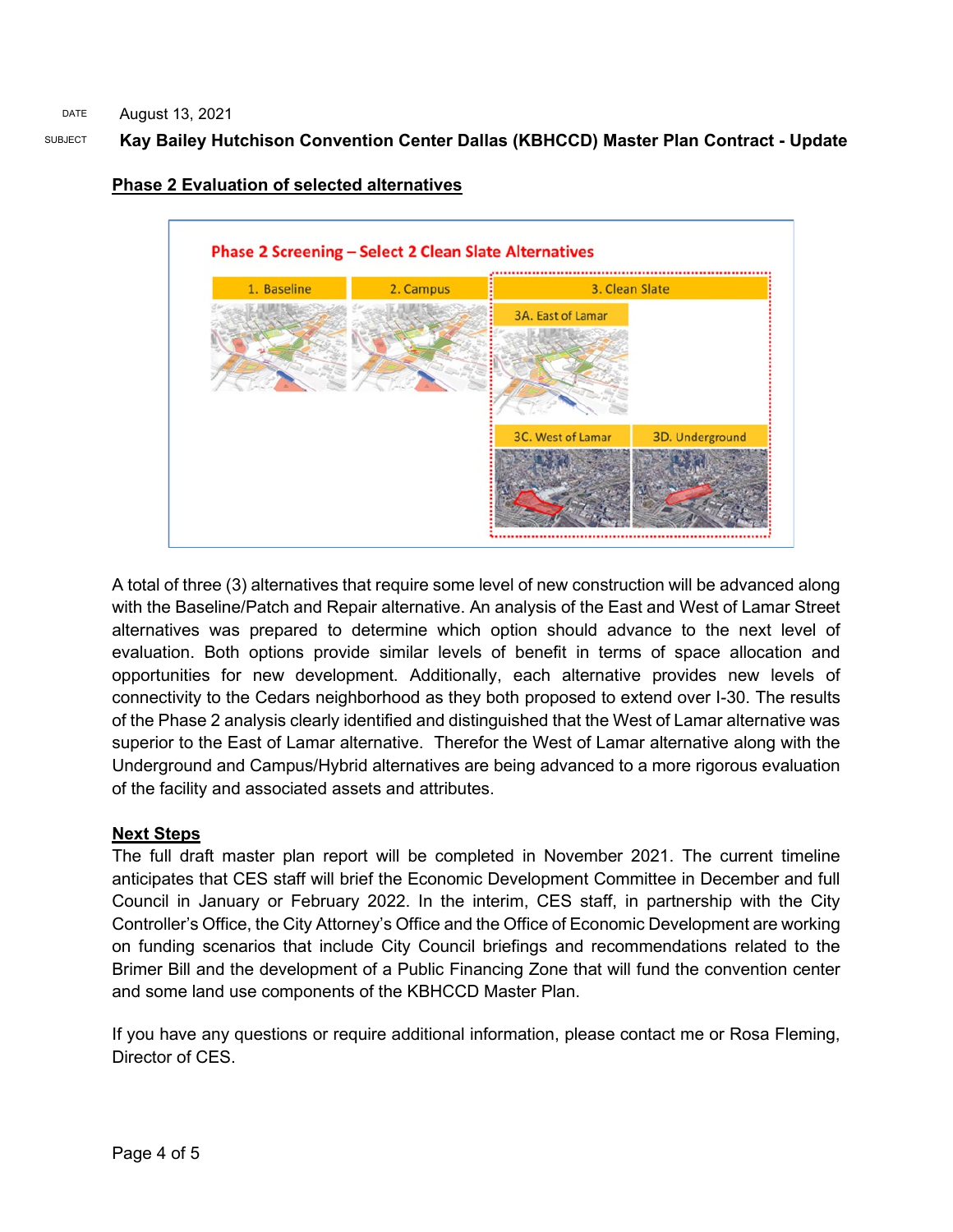DATE August 13, 2021

SUBJECT **Kay Bailey Hutchison Convention Center Dallas (KBHCCD) Master Plan Contract - Update**

## Phase 2 Evaluation of selected alternatives

Phase 2 Screening – Select 2 Clean Slate Alternatives

1. Baseline
2. Campus
3. Clean Slate
   - 3A. East of Lamar
   - 3C. West of Lamar
   - 3D. Underground

A total of three (3) alternatives that require some level of new construction will be advanced along with the Baseline/Patch and Repair alternative. An analysis of the East and West of Lamar Street alternatives was prepared to determine which option should advance to the next level of evaluation. Both options provide similar levels of benefit in terms of space allocation and opportunities for new development. Additionally, each alternative provides new levels of connectivity to the Cedars neighborhood as they both proposed to extend over I-30. The results of the Phase 2 analysis clearly identified and distinguished that the West of Lamar alternative was superior to the East of Lamar alternative. Therefor the West of Lamar alternative along with the Underground and Campus/Hybrid alternatives are being advanced to a more rigorous evaluation of the facility and associated assets and attributes.

## Next Steps

The full draft master plan report will be completed in November 2021. The current timeline anticipates that CES staff will brief the Economic Development Committee in December and full Council in January or February 2022. In the interim, CES staff, in partnership with the City Controller's Office, the City Attorney's Office and the Office of Economic Development are working on funding scenarios that include City Council briefings and recommendations related to the Brimer Bill and the development of a Public Financing Zone that will fund the convention center and some land use components of the KBHCCD Master Plan.

If you have any questions or require additional information, please contact me or Rosa Fleming, Director of CES.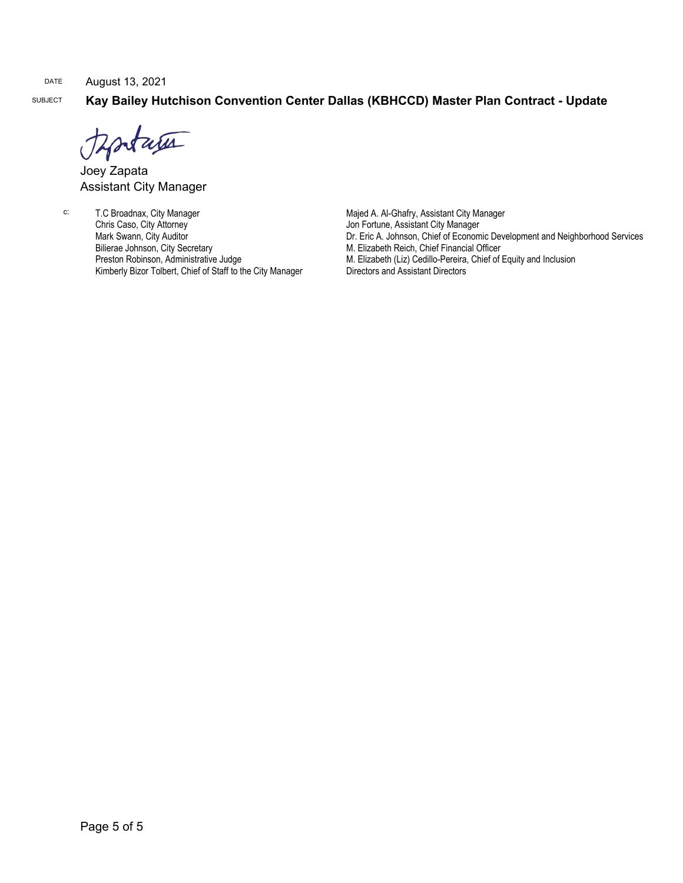DATE August 13, 2021

SUBJECT **Kay Bailey Hutchison Convention Center Dallas (KBHCCD) Master Plan Contract - Update**

Joey Zapata
Assistant City Manager

c:
T.C Broadnax, City Manager
Chris Caso, City Attorney
Mark Swann, City Auditor
Bilierae Johnson, City Secretary
Preston Robinson, Administrative Judge
Kimberly Bizor Tolbert, Chief of Staff to the City Manager
Majed A. Al-Ghafry, Assistant City Manager
Jon Fortune, Assistant City Manager
Dr. Eric A. Johnson, Chief of Economic Development and Neighborhood Services
M. Elizabeth Reich, Chief Financial Officer
M. Elizabeth (Liz) Cedillo-Pereira, Chief of Equity and Inclusion
Directors and Assistant Directors